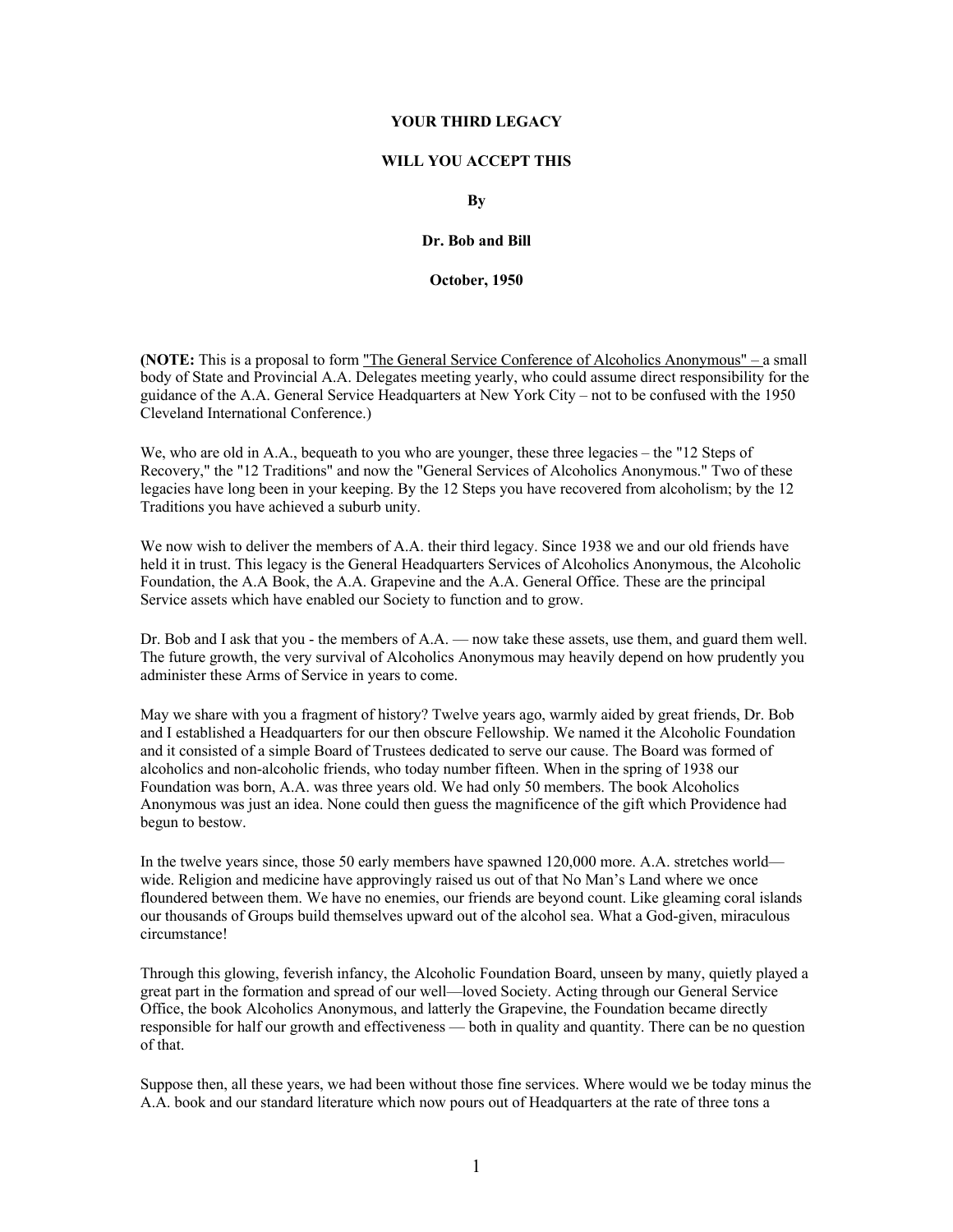**YOUR THIRD LEGACY**

**WILL YOU ACCEPT THIS**

**By**

**Dr. Bob and Bill**

**October, 1950**

**(NOTE:** This is a proposal to form "The General Service Conference of Alcoholics Anonymous" – a small body of State and Provincial A.A. Delegates meeting yearly, who could assume direct responsibility for the guidance of the A.A. General Service Headquarters at New York City – not to be confused with the 1950 Cleveland International Conference.)

We, who are old in A.A., bequeath to you who are younger, these three legacies – the "12 Steps of Recovery," the "12 Traditions" and now the "General Services of Alcoholics Anonymous." Two of these legacies have long been in your keeping. By the 12 Steps you have recovered from alcoholism; by the 12 Traditions you have achieved a suburb unity.

We now wish to deliver the members of A.A. their third legacy. Since 1938 we and our old friends have held it in trust. This legacy is the General Headquarters Services of Alcoholics Anonymous, the Alcoholic Foundation, the A.A Book, the A.A. Grapevine and the A.A. General Office. These are the principal Service assets which have enabled our Society to function and to grow.

Dr. Bob and I ask that you - the members of A.A. — now take these assets, use them, and guard them well. The future growth, the very survival of Alcoholics Anonymous may heavily depend on how prudently you administer these Arms of Service in years to come.

May we share with you a fragment of history? Twelve years ago, warmly aided by great friends, Dr. Bob and I established a Headquarters for our then obscure Fellowship. We named it the Alcoholic Foundation and it consisted of a simple Board of Trustees dedicated to serve our cause. The Board was formed of alcoholics and non-alcoholic friends, who today number fifteen. When in the spring of 1938 our Foundation was born, A.A. was three years old. We had only 50 members. The book Alcoholics Anonymous was just an idea. None could then guess the magnificence of the gift which Providence had begun to bestow.

In the twelve years since, those 50 early members have spawned 120,000 more. A.A. stretches world—wide. Religion and medicine have approvingly raised us out of that No Man's Land where we once floundered between them. We have no enemies, our friends are beyond count. Like gleaming coral islands our thousands of Groups build themselves upward out of the alcohol sea. What a God-given, miraculous circumstance!

Through this glowing, feverish infancy, the Alcoholic Foundation Board, unseen by many, quietly played a great part in the formation and spread of our well—loved Society. Acting through our General Service Office, the book Alcoholics Anonymous, and latterly the Grapevine, the Foundation became directly responsible for half our growth and effectiveness — both in quality and quantity. There can be no question of that.

Suppose then, all these years, we had been without those fine services. Where would we be today minus the A.A. book and our standard literature which now pours out of Headquarters at the rate of three tons a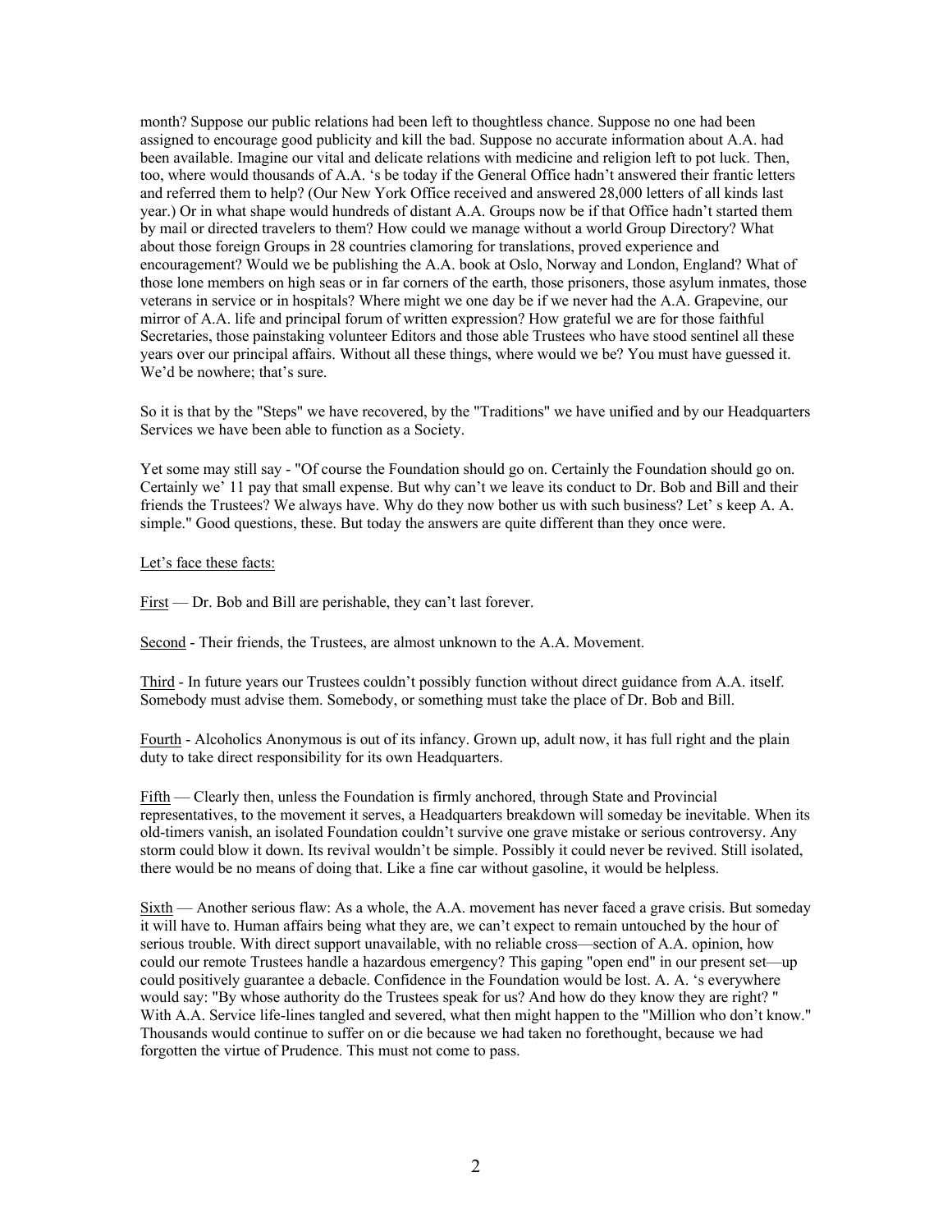month? Suppose our public relations had been left to thoughtless chance. Suppose no one had been assigned to encourage good publicity and kill the bad. Suppose no accurate information about A.A. had been available. Imagine our vital and delicate relations with medicine and religion left to pot luck. Then, too, where would thousands of A.A. 's be today if the General Office hadn't answered their frantic letters and referred them to help? (Our New York Office received and answered 28,000 letters of all kinds last year.) Or in what shape would hundreds of distant A.A. Groups now be if that Office hadn't started them by mail or directed travelers to them? How could we manage without a world Group Directory? What about those foreign Groups in 28 countries clamoring for translations, proved experience and encouragement? Would we be publishing the A.A. book at Oslo, Norway and London, England? What of those lone members on high seas or in far corners of the earth, those prisoners, those asylum inmates, those veterans in service or in hospitals? Where might we one day be if we never had the A.A. Grapevine, our mirror of A.A. life and principal forum of written expression? How grateful we are for those faithful Secretaries, those painstaking volunteer Editors and those able Trustees who have stood sentinel all these years over our principal affairs. Without all these things, where would we be? You must have guessed it. We'd be nowhere; that's sure.

So it is that by the "Steps" we have recovered, by the "Traditions" we have unified and by our Headquarters Services we have been able to function as a Society.

Yet some may still say - "Of course the Foundation should go on. Certainly the Foundation should go on. Certainly we' 11 pay that small expense. But why can't we leave its conduct to Dr. Bob and Bill and their friends the Trustees? We always have. Why do they now bother us with such business? Let' s keep A. A. simple." Good questions, these. But today the answers are quite different than they once were.

Let's face these facts:

First — Dr. Bob and Bill are perishable, they can't last forever.

Second - Their friends, the Trustees, are almost unknown to the A.A. Movement.

Third - In future years our Trustees couldn't possibly function without direct guidance from A.A. itself. Somebody must advise them. Somebody, or something must take the place of Dr. Bob and Bill.

Fourth - Alcoholics Anonymous is out of its infancy. Grown up, adult now, it has full right and the plain duty to take direct responsibility for its own Headquarters.

Fifth — Clearly then, unless the Foundation is firmly anchored, through State and Provincial representatives, to the movement it serves, a Headquarters breakdown will someday be inevitable. When its old-timers vanish, an isolated Foundation couldn't survive one grave mistake or serious controversy. Any storm could blow it down. Its revival wouldn't be simple. Possibly it could never be revived. Still isolated, there would be no means of doing that. Like a fine car without gasoline, it would be helpless.

Sixth — Another serious flaw: As a whole, the A.A. movement has never faced a grave crisis. But someday it will have to. Human affairs being what they are, we can't expect to remain untouched by the hour of serious trouble. With direct support unavailable, with no reliable cross—section of A.A. opinion, how could our remote Trustees handle a hazardous emergency? This gaping "open end" in our present set—up could positively guarantee a debacle. Confidence in the Foundation would be lost. A. A. 's everywhere would say: "By whose authority do the Trustees speak for us? And how do they know they are right? " With A.A. Service life-lines tangled and severed, what then might happen to the "Million who don't know." Thousands would continue to suffer on or die because we had taken no forethought, because we had forgotten the virtue of Prudence. This must not come to pass.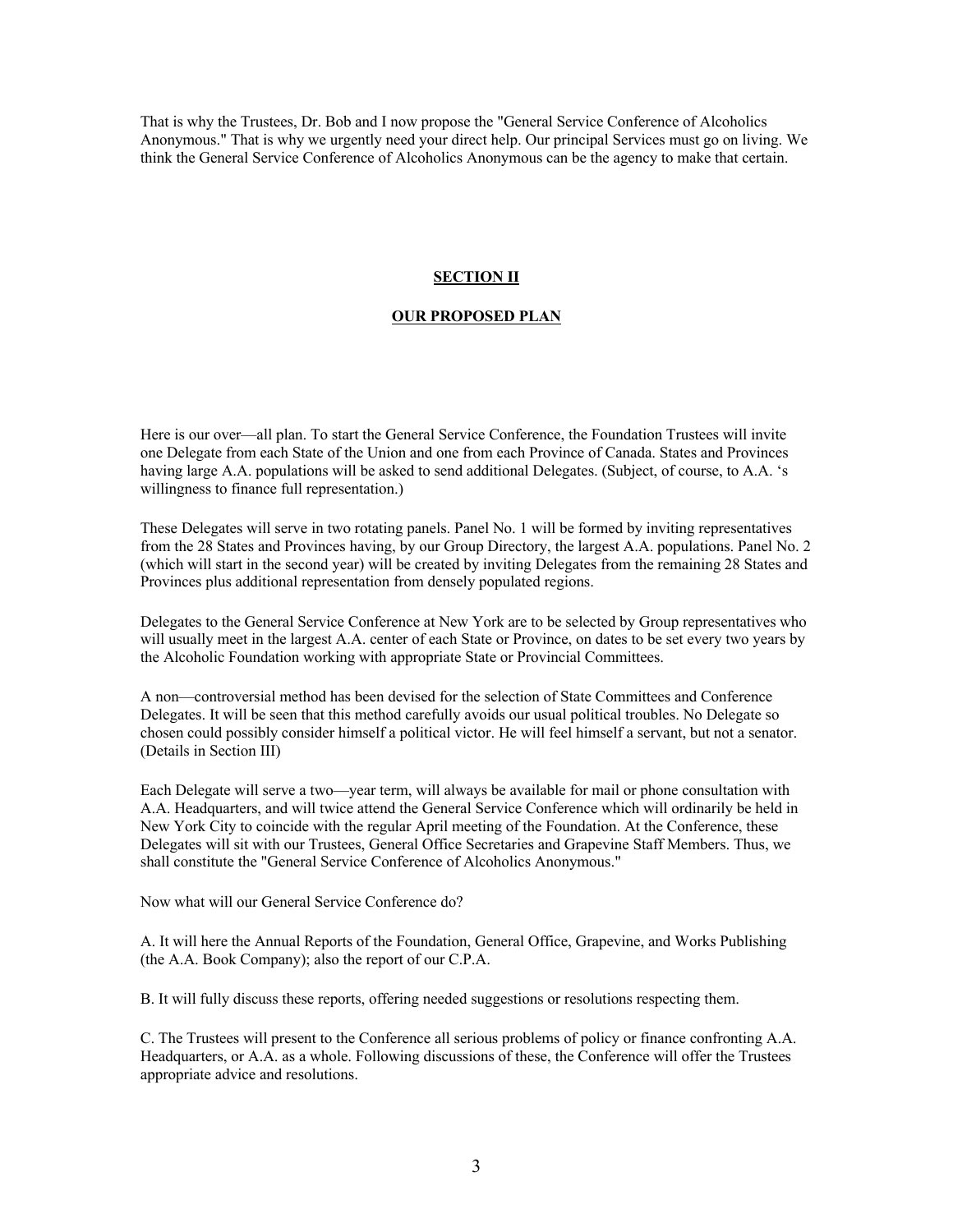That is why the Trustees, Dr. Bob and I now propose the "General Service Conference of Alcoholics Anonymous." That is why we urgently need your direct help. Our principal Services must go on living. We think the General Service Conference of Alcoholics Anonymous can be the agency to make that certain.

## SECTION II

## OUR PROPOSED PLAN

Here is our over—all plan. To start the General Service Conference, the Foundation Trustees will invite one Delegate from each State of the Union and one from each Province of Canada. States and Provinces having large A.A. populations will be asked to send additional Delegates. (Subject, of course, to A.A. 's willingness to finance full representation.)

These Delegates will serve in two rotating panels. Panel No. 1 will be formed by inviting representatives from the 28 States and Provinces having, by our Group Directory, the largest A.A. populations. Panel No. 2 (which will start in the second year) will be created by inviting Delegates from the remaining 28 States and Provinces plus additional representation from densely populated regions.

Delegates to the General Service Conference at New York are to be selected by Group representatives who will usually meet in the largest A.A. center of each State or Province, on dates to be set every two years by the Alcoholic Foundation working with appropriate State or Provincial Committees.

A non—controversial method has been devised for the selection of State Committees and Conference Delegates. It will be seen that this method carefully avoids our usual political troubles. No Delegate so chosen could possibly consider himself a political victor. He will feel himself a servant, but not a senator. (Details in Section III)

Each Delegate will serve a two—year term, will always be available for mail or phone consultation with A.A. Headquarters, and will twice attend the General Service Conference which will ordinarily be held in New York City to coincide with the regular April meeting of the Foundation. At the Conference, these Delegates will sit with our Trustees, General Office Secretaries and Grapevine Staff Members. Thus, we shall constitute the "General Service Conference of Alcoholics Anonymous."

Now what will our General Service Conference do?

A. It will here the Annual Reports of the Foundation, General Office, Grapevine, and Works Publishing (the A.A. Book Company); also the report of our C.P.A.

B. It will fully discuss these reports, offering needed suggestions or resolutions respecting them.

C. The Trustees will present to the Conference all serious problems of policy or finance confronting A.A. Headquarters, or A.A. as a whole. Following discussions of these, the Conference will offer the Trustees appropriate advice and resolutions.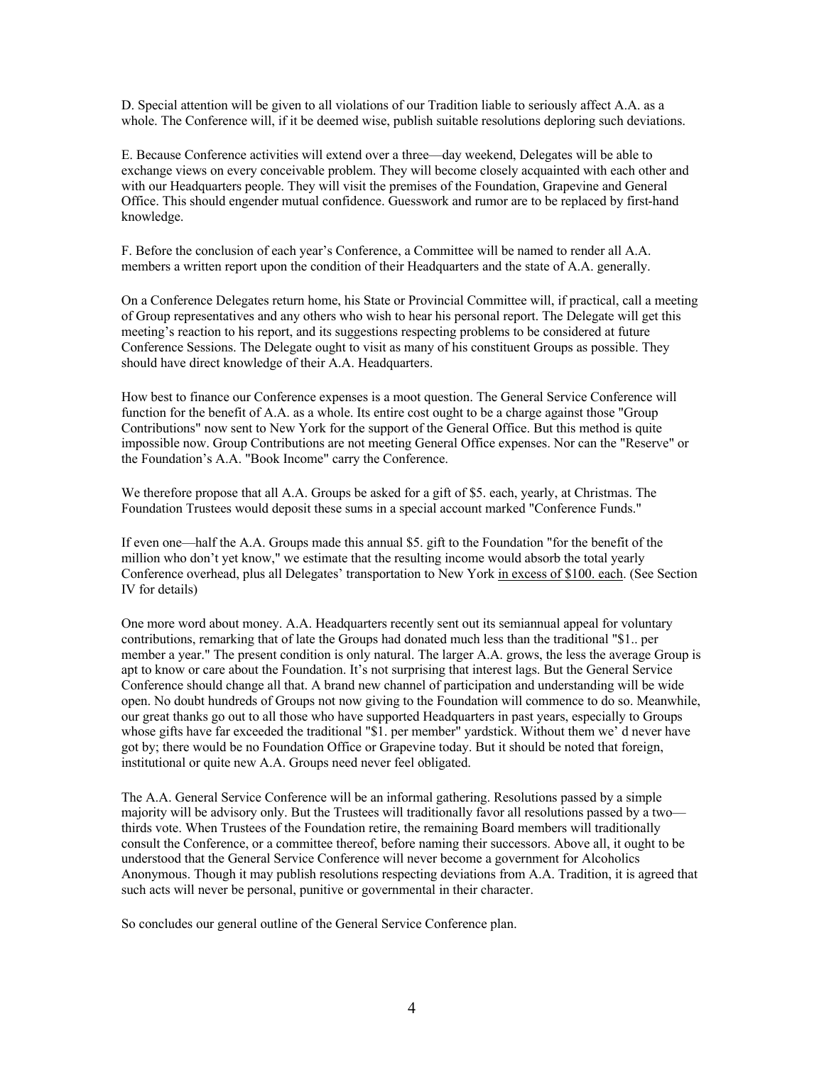D. Special attention will be given to all violations of our Tradition liable to seriously affect A.A. as a whole. The Conference will, if it be deemed wise, publish suitable resolutions deploring such deviations.

E. Because Conference activities will extend over a three—day weekend, Delegates will be able to exchange views on every conceivable problem. They will become closely acquainted with each other and with our Headquarters people. They will visit the premises of the Foundation, Grapevine and General Office. This should engender mutual confidence. Guesswork and rumor are to be replaced by first-hand knowledge.

F. Before the conclusion of each year's Conference, a Committee will be named to render all A.A. members a written report upon the condition of their Headquarters and the state of A.A. generally.

On a Conference Delegates return home, his State or Provincial Committee will, if practical, call a meeting of Group representatives and any others who wish to hear his personal report. The Delegate will get this meeting's reaction to his report, and its suggestions respecting problems to be considered at future Conference Sessions. The Delegate ought to visit as many of his constituent Groups as possible. They should have direct knowledge of their A.A. Headquarters.

How best to finance our Conference expenses is a moot question. The General Service Conference will function for the benefit of A.A. as a whole. Its entire cost ought to be a charge against those "Group Contributions" now sent to New York for the support of the General Office. But this method is quite impossible now. Group Contributions are not meeting General Office expenses. Nor can the "Reserve" or the Foundation's A.A. "Book Income" carry the Conference.

We therefore propose that all A.A. Groups be asked for a gift of $5. each, yearly, at Christmas. The Foundation Trustees would deposit these sums in a special account marked "Conference Funds."

If even one—half the A.A. Groups made this annual $5. gift to the Foundation "for the benefit of the million who don't yet know," we estimate that the resulting income would absorb the total yearly Conference overhead, plus all Delegates' transportation to New York <u>in excess of $100. each</u>. (See Section IV for details)

One more word about money. A.A. Headquarters recently sent out its semiannual appeal for voluntary contributions, remarking that of late the Groups had donated much less than the traditional "$1.. per member a year." The present condition is only natural. The larger A.A. grows, the less the average Group is apt to know or care about the Foundation. It's not surprising that interest lags. But the General Service Conference should change all that. A brand new channel of participation and understanding will be wide open. No doubt hundreds of Groups not now giving to the Foundation will commence to do so. Meanwhile, our great thanks go out to all those who have supported Headquarters in past years, especially to Groups whose gifts have far exceeded the traditional "$1. per member" yardstick. Without them we' d never have got by; there would be no Foundation Office or Grapevine today. But it should be noted that foreign, institutional or quite new A.A. Groups need never feel obligated.

The A.A. General Service Conference will be an informal gathering. Resolutions passed by a simple majority will be advisory only. But the Trustees will traditionally favor all resolutions passed by a two—thirds vote. When Trustees of the Foundation retire, the remaining Board members will traditionally consult the Conference, or a committee thereof, before naming their successors. Above all, it ought to be understood that the General Service Conference will never become a government for Alcoholics Anonymous. Though it may publish resolutions respecting deviations from A.A. Tradition, it is agreed that such acts will never be personal, punitive or governmental in their character.

So concludes our general outline of the General Service Conference plan.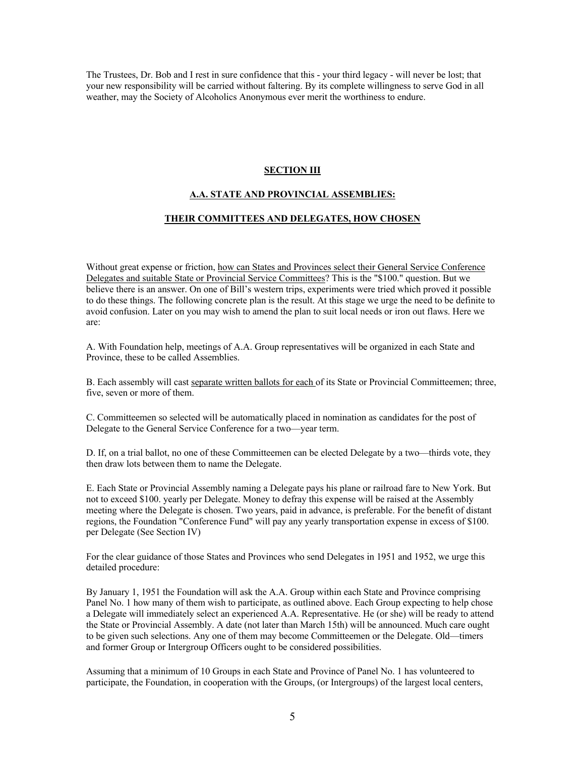The Trustees, Dr. Bob and I rest in sure confidence that this - your third legacy - will never be lost; that your new responsibility will be carried without faltering. By its complete willingness to serve God in all weather, may the Society of Alcoholics Anonymous ever merit the worthiness to endure.

## SECTION III

## A.A. STATE AND PROVINCIAL ASSEMBLIES:

## THEIR COMMITTEES AND DELEGATES, HOW CHOSEN

Without great expense or friction, how can States and Provinces select their General Service Conference Delegates and suitable State or Provincial Service Committees? This is the "$100." question. But we believe there is an answer. On one of Bill's western trips, experiments were tried which proved it possible to do these things. The following concrete plan is the result. At this stage we urge the need to be definite to avoid confusion. Later on you may wish to amend the plan to suit local needs or iron out flaws. Here we are:

A. With Foundation help, meetings of A.A. Group representatives will be organized in each State and Province, these to be called Assemblies.

B. Each assembly will cast separate written ballots for each of its State or Provincial Committeemen; three, five, seven or more of them.

C. Committeemen so selected will be automatically placed in nomination as candidates for the post of Delegate to the General Service Conference for a two—year term.

D. If, on a trial ballot, no one of these Committeemen can be elected Delegate by a two—thirds vote, they then draw lots between them to name the Delegate.

E. Each State or Provincial Assembly naming a Delegate pays his plane or railroad fare to New York. But not to exceed $100. yearly per Delegate. Money to defray this expense will be raised at the Assembly meeting where the Delegate is chosen. Two years, paid in advance, is preferable. For the benefit of distant regions, the Foundation "Conference Fund" will pay any yearly transportation expense in excess of $100. per Delegate (See Section IV)

For the clear guidance of those States and Provinces who send Delegates in 1951 and 1952, we urge this detailed procedure:

By January 1, 1951 the Foundation will ask the A.A. Group within each State and Province comprising Panel No. 1 how many of them wish to participate, as outlined above. Each Group expecting to help chose a Delegate will immediately select an experienced A.A. Representative. He (or she) will be ready to attend the State or Provincial Assembly. A date (not later than March 15th) will be announced. Much care ought to be given such selections. Any one of them may become Committeemen or the Delegate. Old—timers and former Group or Intergroup Officers ought to be considered possibilities.

Assuming that a minimum of 10 Groups in each State and Province of Panel No. 1 has volunteered to participate, the Foundation, in cooperation with the Groups, (or Intergroups) of the largest local centers,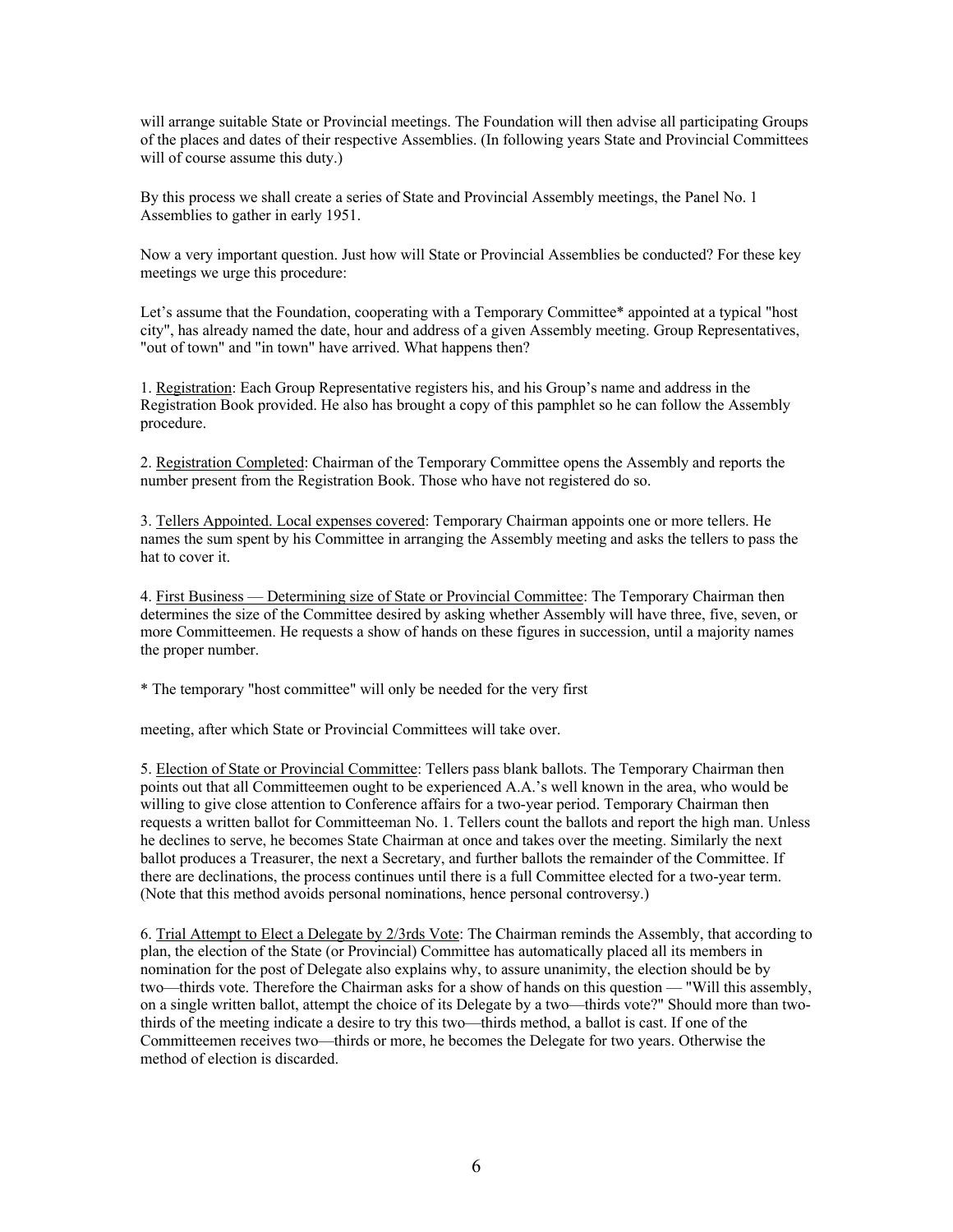will arrange suitable State or Provincial meetings. The Foundation will then advise all participating Groups of the places and dates of their respective Assemblies. (In following years State and Provincial Committees will of course assume this duty.)

By this process we shall create a series of State and Provincial Assembly meetings, the Panel No. 1 Assemblies to gather in early 1951.

Now a very important question. Just how will State or Provincial Assemblies be conducted? For these key meetings we urge this procedure:

Let's assume that the Foundation, cooperating with a Temporary Committee* appointed at a typical "host city", has already named the date, hour and address of a given Assembly meeting. Group Representatives, "out of town" and "in town" have arrived. What happens then?

1. Registration: Each Group Representative registers his, and his Group's name and address in the Registration Book provided. He also has brought a copy of this pamphlet so he can follow the Assembly procedure.

2. Registration Completed: Chairman of the Temporary Committee opens the Assembly and reports the number present from the Registration Book. Those who have not registered do so.

3. Tellers Appointed. Local expenses covered: Temporary Chairman appoints one or more tellers. He names the sum spent by his Committee in arranging the Assembly meeting and asks the tellers to pass the hat to cover it.

4. First Business — Determining size of State or Provincial Committee: The Temporary Chairman then determines the size of the Committee desired by asking whether Assembly will have three, five, seven, or more Committeemen. He requests a show of hands on these figures in succession, until a majority names the proper number.

* The temporary "host committee" will only be needed for the very first meeting, after which State or Provincial Committees will take over.

5. Election of State or Provincial Committee: Tellers pass blank ballots. The Temporary Chairman then points out that all Committeemen ought to be experienced A.A.'s well known in the area, who would be willing to give close attention to Conference affairs for a two-year period. Temporary Chairman then requests a written ballot for Committeeman No. 1. Tellers count the ballots and report the high man. Unless he declines to serve, he becomes State Chairman at once and takes over the meeting. Similarly the next ballot produces a Treasurer, the next a Secretary, and further ballots the remainder of the Committee. If there are declinations, the process continues until there is a full Committee elected for a two-year term. (Note that this method avoids personal nominations, hence personal controversy.)

6. Trial Attempt to Elect a Delegate by 2/3rds Vote: The Chairman reminds the Assembly, that according to plan, the election of the State (or Provincial) Committee has automatically placed all its members in nomination for the post of Delegate also explains why, to assure unanimity, the election should be by two—thirds vote. Therefore the Chairman asks for a show of hands on this question — "Will this assembly, on a single written ballot, attempt the choice of its Delegate by a two—thirds vote?" Should more than two-thirds of the meeting indicate a desire to try this two—thirds method, a ballot is cast. If one of the Committeemen receives two—thirds or more, he becomes the Delegate for two years. Otherwise the method of election is discarded.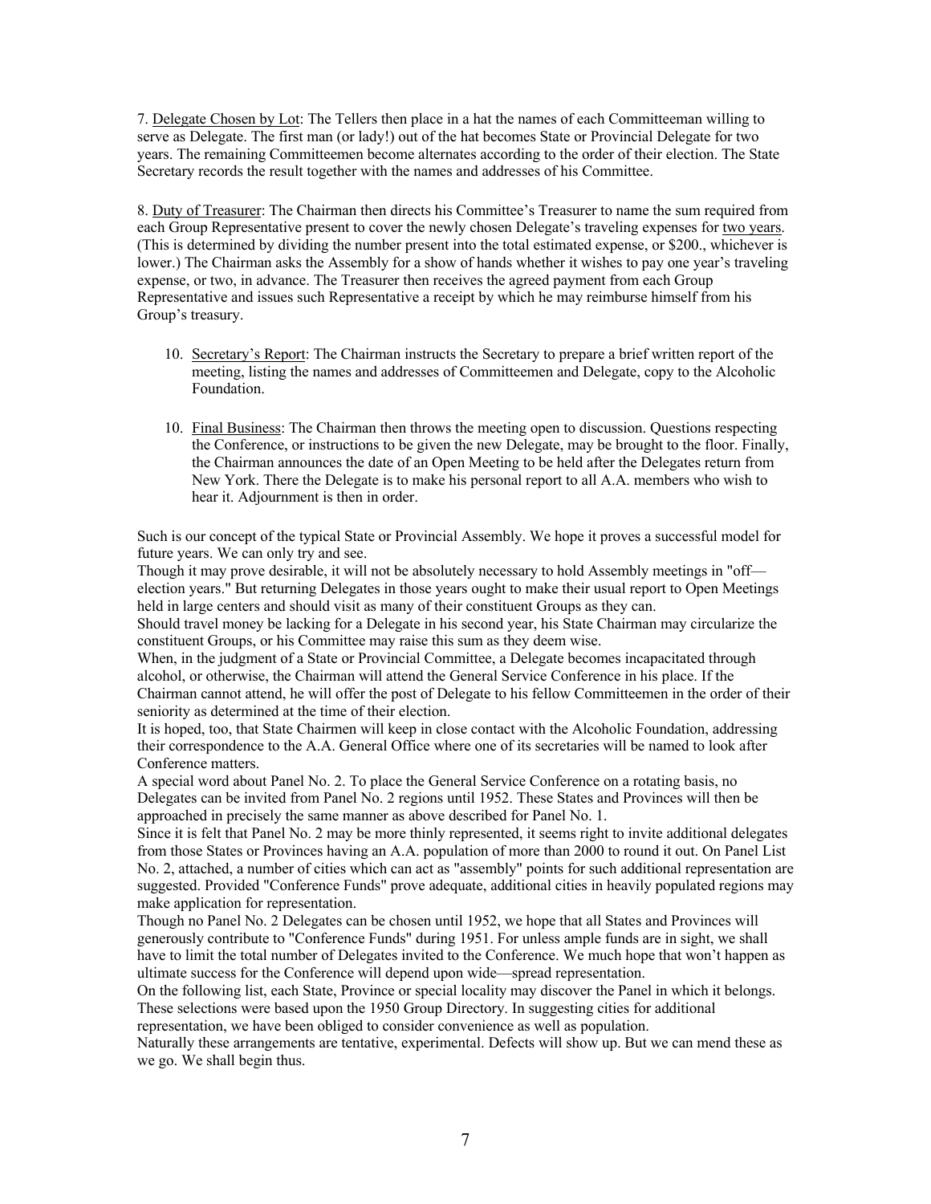7. <u>Delegate Chosen by Lot</u>: The Tellers then place in a hat the names of each Committeeman willing to serve as Delegate. The first man (or lady!) out of the hat becomes State or Provincial Delegate for two years. The remaining Committeemen become alternates according to the order of their election. The State Secretary records the result together with the names and addresses of his Committee.

8. <u>Duty of Treasurer</u>: The Chairman then directs his Committee's Treasurer to name the sum required from each Group Representative present to cover the newly chosen Delegate's traveling expenses for <u>two years</u>. (This is determined by dividing the number present into the total estimated expense, or $200., whichever is lower.) The Chairman asks the Assembly for a show of hands whether it wishes to pay one year's traveling expense, or two, in advance. The Treasurer then receives the agreed payment from each Group Representative and issues such Representative a receipt by which he may reimburse himself from his Group's treasury.

10. <u>Secretary's Report</u>: The Chairman instructs the Secretary to prepare a brief written report of the meeting, listing the names and addresses of Committeemen and Delegate, copy to the Alcoholic Foundation.

10. <u>Final Business</u>: The Chairman then throws the meeting open to discussion. Questions respecting the Conference, or instructions to be given the new Delegate, may be brought to the floor. Finally, the Chairman announces the date of an Open Meeting to be held after the Delegates return from New York. There the Delegate is to make his personal report to all A.A. members who wish to hear it. Adjournment is then in order.

Such is our concept of the typical State or Provincial Assembly. We hope it proves a successful model for future years. We can only try and see.

Though it may prove desirable, it will not be absolutely necessary to hold Assembly meetings in "off—election years." But returning Delegates in those years ought to make their usual report to Open Meetings held in large centers and should visit as many of their constituent Groups as they can.

Should travel money be lacking for a Delegate in his second year, his State Chairman may circularize the constituent Groups, or his Committee may raise this sum as they deem wise.

When, in the judgment of a State or Provincial Committee, a Delegate becomes incapacitated through alcohol, or otherwise, the Chairman will attend the General Service Conference in his place. If the Chairman cannot attend, he will offer the post of Delegate to his fellow Committeemen in the order of their seniority as determined at the time of their election.

It is hoped, too, that State Chairmen will keep in close contact with the Alcoholic Foundation, addressing their correspondence to the A.A. General Office where one of its secretaries will be named to look after Conference matters.

A special word about Panel No. 2. To place the General Service Conference on a rotating basis, no Delegates can be invited from Panel No. 2 regions until 1952. These States and Provinces will then be approached in precisely the same manner as above described for Panel No. 1.

Since it is felt that Panel No. 2 may be more thinly represented, it seems right to invite additional delegates from those States or Provinces having an A.A. population of more than 2000 to round it out. On Panel List No. 2, attached, a number of cities which can act as "assembly" points for such additional representation are suggested. Provided "Conference Funds" prove adequate, additional cities in heavily populated regions may make application for representation.

Though no Panel No. 2 Delegates can be chosen until 1952, we hope that all States and Provinces will generously contribute to "Conference Funds" during 1951. For unless ample funds are in sight, we shall have to limit the total number of Delegates invited to the Conference. We much hope that won't happen as ultimate success for the Conference will depend upon wide—spread representation.

On the following list, each State, Province or special locality may discover the Panel in which it belongs. These selections were based upon the 1950 Group Directory. In suggesting cities for additional representation, we have been obliged to consider convenience as well as population.

Naturally these arrangements are tentative, experimental. Defects will show up. But we can mend these as we go. We shall begin thus.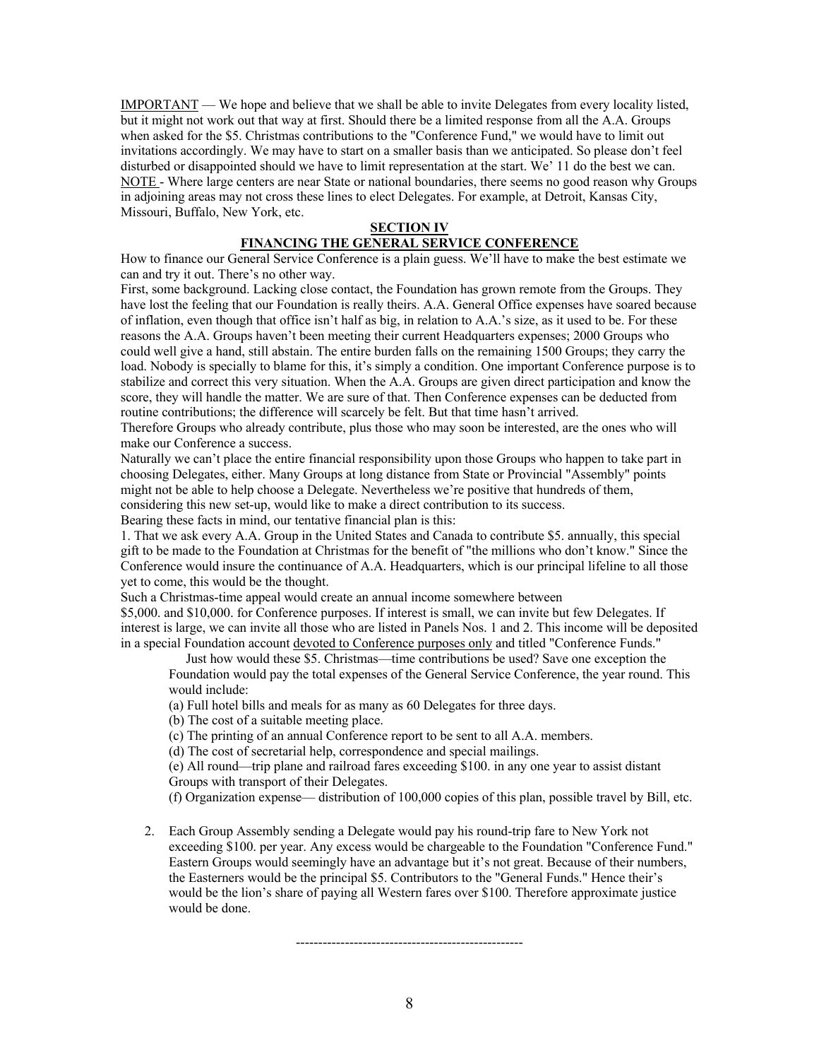IMPORTANT — We hope and believe that we shall be able to invite Delegates from every locality listed, but it might not work out that way at first. Should there be a limited response from all the A.A. Groups when asked for the $5. Christmas contributions to the "Conference Fund," we would have to limit out invitations accordingly. We may have to start on a smaller basis than we anticipated. So please don't feel disturbed or disappointed should we have to limit representation at the start. We' 11 do the best we can.
NOTE - Where large centers are near State or national boundaries, there seems no good reason why Groups in adjoining areas may not cross these lines to elect Delegates. For example, at Detroit, Kansas City, Missouri, Buffalo, New York, etc.

## SECTION IV
## FINANCING THE GENERAL SERVICE CONFERENCE

How to finance our General Service Conference is a plain guess. We'll have to make the best estimate we can and try it out. There's no other way.

First, some background. Lacking close contact, the Foundation has grown remote from the Groups. They have lost the feeling that our Foundation is really theirs. A.A. General Office expenses have soared because of inflation, even though that office isn't half as big, in relation to A.A.'s size, as it used to be. For these reasons the A.A. Groups haven't been meeting their current Headquarters expenses; 2000 Groups who could well give a hand, still abstain. The entire burden falls on the remaining 1500 Groups; they carry the load. Nobody is specially to blame for this, it's simply a condition. One important Conference purpose is to stabilize and correct this very situation. When the A.A. Groups are given direct participation and know the score, they will handle the matter. We are sure of that. Then Conference expenses can be deducted from routine contributions; the difference will scarcely be felt. But that time hasn't arrived.

Therefore Groups who already contribute, plus those who may soon be interested, are the ones who will make our Conference a success.

Naturally we can't place the entire financial responsibility upon those Groups who happen to take part in choosing Delegates, either. Many Groups at long distance from State or Provincial "Assembly" points might not be able to help choose a Delegate. Nevertheless we're positive that hundreds of them, considering this new set-up, would like to make a direct contribution to its success.

Bearing these facts in mind, our tentative financial plan is this:

1. That we ask every A.A. Group in the United States and Canada to contribute $5. annually, this special gift to be made to the Foundation at Christmas for the benefit of "the millions who don't know." Since the Conference would insure the continuance of A.A. Headquarters, which is our principal lifeline to all those yet to come, this would be the thought.

Such a Christmas-time appeal would create an annual income somewhere between $5,000. and $10,000. for Conference purposes. If interest is small, we can invite but few Delegates. If interest is large, we can invite all those who are listed in Panels Nos. 1 and 2. This income will be deposited in a special Foundation account devoted to Conference purposes only and titled "Conference Funds."

Just how would these $5. Christmas—time contributions be used? Save one exception the Foundation would pay the total expenses of the General Service Conference, the year round. This would include:

(a) Full hotel bills and meals for as many as 60 Delegates for three days.

(b) The cost of a suitable meeting place.

(c) The printing of an annual Conference report to be sent to all A.A. members.

(d) The cost of secretarial help, correspondence and special mailings.

(e) All round—trip plane and railroad fares exceeding $100. in any one year to assist distant Groups with transport of their Delegates.

(f) Organization expense— distribution of 100,000 copies of this plan, possible travel by Bill, etc.

2. Each Group Assembly sending a Delegate would pay his round-trip fare to New York not exceeding $100. per year. Any excess would be chargeable to the Foundation "Conference Fund." Eastern Groups would seemingly have an advantage but it's not great. Because of their numbers, the Easterners would be the principal $5. Contributors to the "General Funds." Hence their's would be the lion's share of paying all Western fares over $100. Therefore approximate justice would be done.

---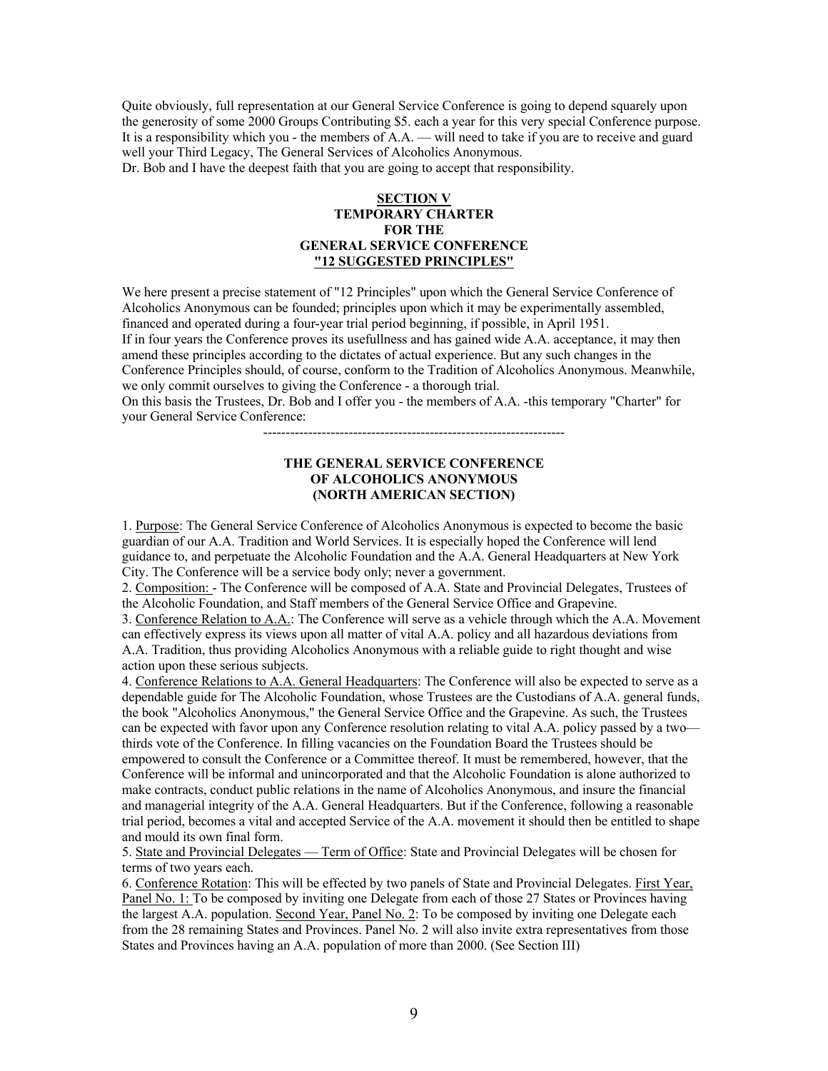Quite obviously, full representation at our General Service Conference is going to depend squarely upon the generosity of some 2000 Groups Contributing $5. each a year for this very special Conference purpose. It is a responsibility which you - the members of A.A. — will need to take if you are to receive and guard well your Third Legacy, The General Services of Alcoholics Anonymous.

Dr. Bob and I have the deepest faith that you are going to accept that responsibility.

## SECTION V
## TEMPORARY CHARTER FOR THE GENERAL SERVICE CONFERENCE
## "12 SUGGESTED PRINCIPLES"

We here present a precise statement of "12 Principles" upon which the General Service Conference of Alcoholics Anonymous can be founded; principles upon which it may be experimentally assembled, financed and operated during a four-year trial period beginning, if possible, in April 1951.

If in four years the Conference proves its usefullness and has gained wide A.A. acceptance, it may then amend these principles according to the dictates of actual experience. But any such changes in the Conference Principles should, of course, conform to the Tradition of Alcoholics Anonymous. Meanwhile, we only commit ourselves to giving the Conference - a thorough trial.

On this basis the Trustees, Dr. Bob and I offer you - the members of A.A. -this temporary "Charter" for your General Service Conference:

------------------------------------------------------------------

### THE GENERAL SERVICE CONFERENCE OF ALCOHOLICS ANONYMOUS (NORTH AMERICAN SECTION)

1. Purpose: The General Service Conference of Alcoholics Anonymous is expected to become the basic guardian of our A.A. Tradition and World Services. It is especially hoped the Conference will lend guidance to, and perpetuate the Alcoholic Foundation and the A.A. General Headquarters at New York City. The Conference will be a service body only; never a government.

2. Composition: - The Conference will be composed of A.A. State and Provincial Delegates, Trustees of the Alcoholic Foundation, and Staff members of the General Service Office and Grapevine.

3. Conference Relation to A.A.: The Conference will serve as a vehicle through which the A.A. Movement can effectively express its views upon all matter of vital A.A. policy and all hazardous deviations from A.A. Tradition, thus providing Alcoholics Anonymous with a reliable guide to right thought and wise action upon these serious subjects.

4. Conference Relations to A.A. General Headquarters: The Conference will also be expected to serve as a dependable guide for The Alcoholic Foundation, whose Trustees are the Custodians of A.A. general funds, the book "Alcoholics Anonymous," the General Service Office and the Grapevine. As such, the Trustees can be expected with favor upon any Conference resolution relating to vital A.A. policy passed by a two—thirds vote of the Conference. In filling vacancies on the Foundation Board the Trustees should be empowered to consult the Conference or a Committee thereof. It must be remembered, however, that the Conference will be informal and unincorporated and that the Alcoholic Foundation is alone authorized to make contracts, conduct public relations in the name of Alcoholics Anonymous, and insure the financial and managerial integrity of the A.A. General Headquarters. But if the Conference, following a reasonable trial period, becomes a vital and accepted Service of the A.A. movement it should then be entitled to shape and mould its own final form.

5. State and Provincial Delegates — Term of Office: State and Provincial Delegates will be chosen for terms of two years each.

6. Conference Rotation: This will be effected by two panels of State and Provincial Delegates. First Year, Panel No. 1: To be composed by inviting one Delegate from each of those 27 States or Provinces having the largest A.A. population. Second Year, Panel No. 2: To be composed by inviting one Delegate each from the 28 remaining States and Provinces. Panel No. 2 will also invite extra representatives from those States and Provinces having an A.A. population of more than 2000. (See Section III)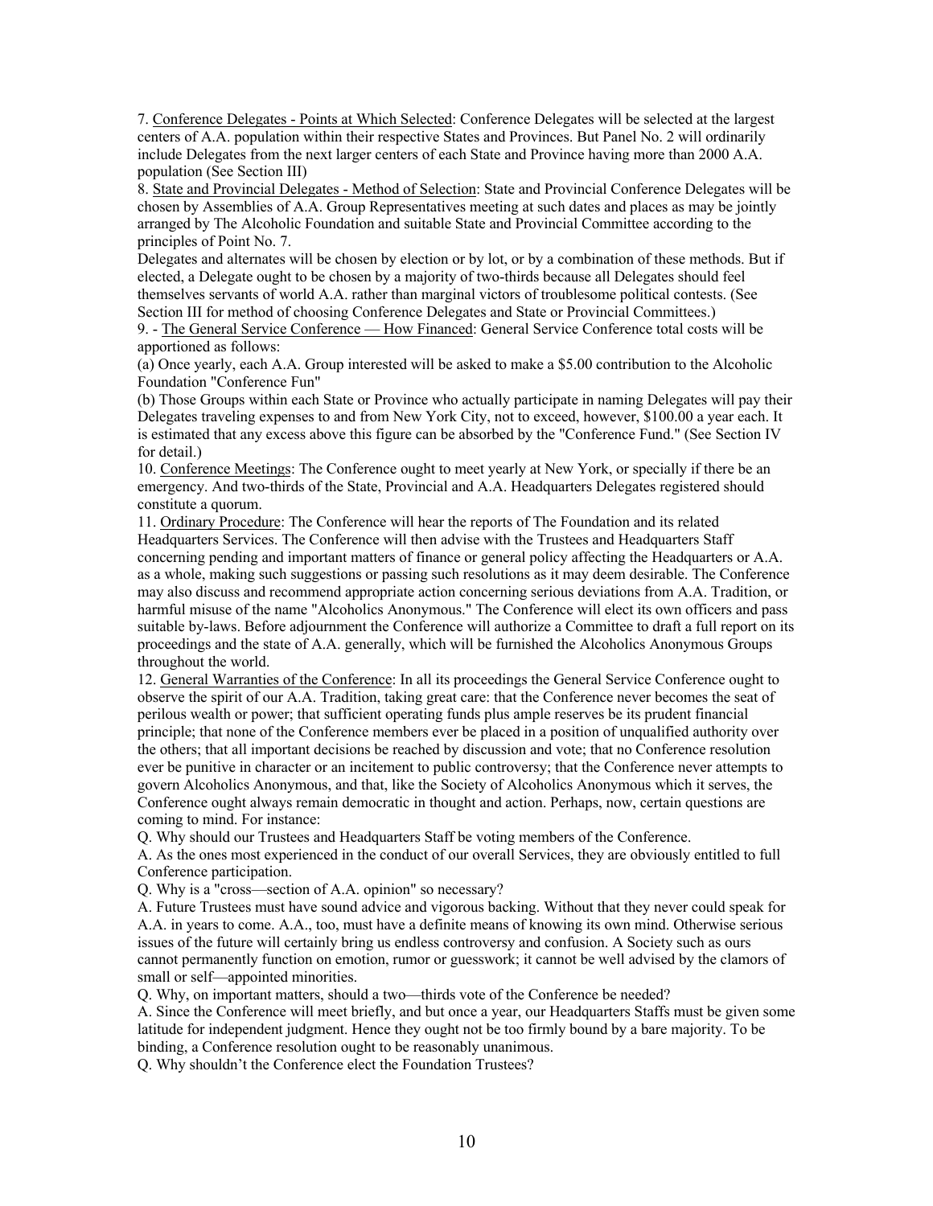7. <u>Conference Delegates - Points at Which Selected</u>: Conference Delegates will be selected at the largest centers of A.A. population within their respective States and Provinces. But Panel No. 2 will ordinarily include Delegates from the next larger centers of each State and Province having more than 2000 A.A. population (See Section III)

8. <u>State and Provincial Delegates - Method of Selection</u>: State and Provincial Conference Delegates will be chosen by Assemblies of A.A. Group Representatives meeting at such dates and places as may be jointly arranged by The Alcoholic Foundation and suitable State and Provincial Committee according to the principles of Point No. 7.

Delegates and alternates will be chosen by election or by lot, or by a combination of these methods. But if elected, a Delegate ought to be chosen by a majority of two-thirds because all Delegates should feel themselves servants of world A.A. rather than marginal victors of troublesome political contests. (See Section III for method of choosing Conference Delegates and State or Provincial Committees.)

9. - <u>The General Service Conference — How Financed</u>: General Service Conference total costs will be apportioned as follows:

(a) Once yearly, each A.A. Group interested will be asked to make a $5.00 contribution to the Alcoholic Foundation "Conference Fun"

(b) Those Groups within each State or Province who actually participate in naming Delegates will pay their Delegates traveling expenses to and from New York City, not to exceed, however, $100.00 a year each. It is estimated that any excess above this figure can be absorbed by the "Conference Fund." (See Section IV for detail.)

10. <u>Conference Meetings</u>: The Conference ought to meet yearly at New York, or specially if there be an emergency. And two-thirds of the State, Provincial and A.A. Headquarters Delegates registered should constitute a quorum.

11. <u>Ordinary Procedure</u>: The Conference will hear the reports of The Foundation and its related Headquarters Services. The Conference will then advise with the Trustees and Headquarters Staff concerning pending and important matters of finance or general policy affecting the Headquarters or A.A. as a whole, making such suggestions or passing such resolutions as it may deem desirable. The Conference may also discuss and recommend appropriate action concerning serious deviations from A.A. Tradition, or harmful misuse of the name "Alcoholics Anonymous." The Conference will elect its own officers and pass suitable by-laws. Before adjournment the Conference will authorize a Committee to draft a full report on its proceedings and the state of A.A. generally, which will be furnished the Alcoholics Anonymous Groups throughout the world.

12. <u>General Warranties of the Conference</u>: In all its proceedings the General Service Conference ought to observe the spirit of our A.A. Tradition, taking great care: that the Conference never becomes the seat of perilous wealth or power; that sufficient operating funds plus ample reserves be its prudent financial principle; that none of the Conference members ever be placed in a position of unqualified authority over the others; that all important decisions be reached by discussion and vote; that no Conference resolution ever be punitive in character or an incitement to public controversy; that the Conference never attempts to govern Alcoholics Anonymous, and that, like the Society of Alcoholics Anonymous which it serves, the Conference ought always remain democratic in thought and action. Perhaps, now, certain questions are coming to mind. For instance:

Q. Why should our Trustees and Headquarters Staff be voting members of the Conference.

A. As the ones most experienced in the conduct of our overall Services, they are obviously entitled to full Conference participation.

Q. Why is a "cross—section of A.A. opinion" so necessary?

A. Future Trustees must have sound advice and vigorous backing. Without that they never could speak for A.A. in years to come. A.A., too, must have a definite means of knowing its own mind. Otherwise serious issues of the future will certainly bring us endless controversy and confusion. A Society such as ours cannot permanently function on emotion, rumor or guesswork; it cannot be well advised by the clamors of small or self—appointed minorities.

Q. Why, on important matters, should a two—thirds vote of the Conference be needed?

A. Since the Conference will meet briefly, and but once a year, our Headquarters Staffs must be given some latitude for independent judgment. Hence they ought not be too firmly bound by a bare majority. To be binding, a Conference resolution ought to be reasonably unanimous.

Q. Why shouldn't the Conference elect the Foundation Trustees?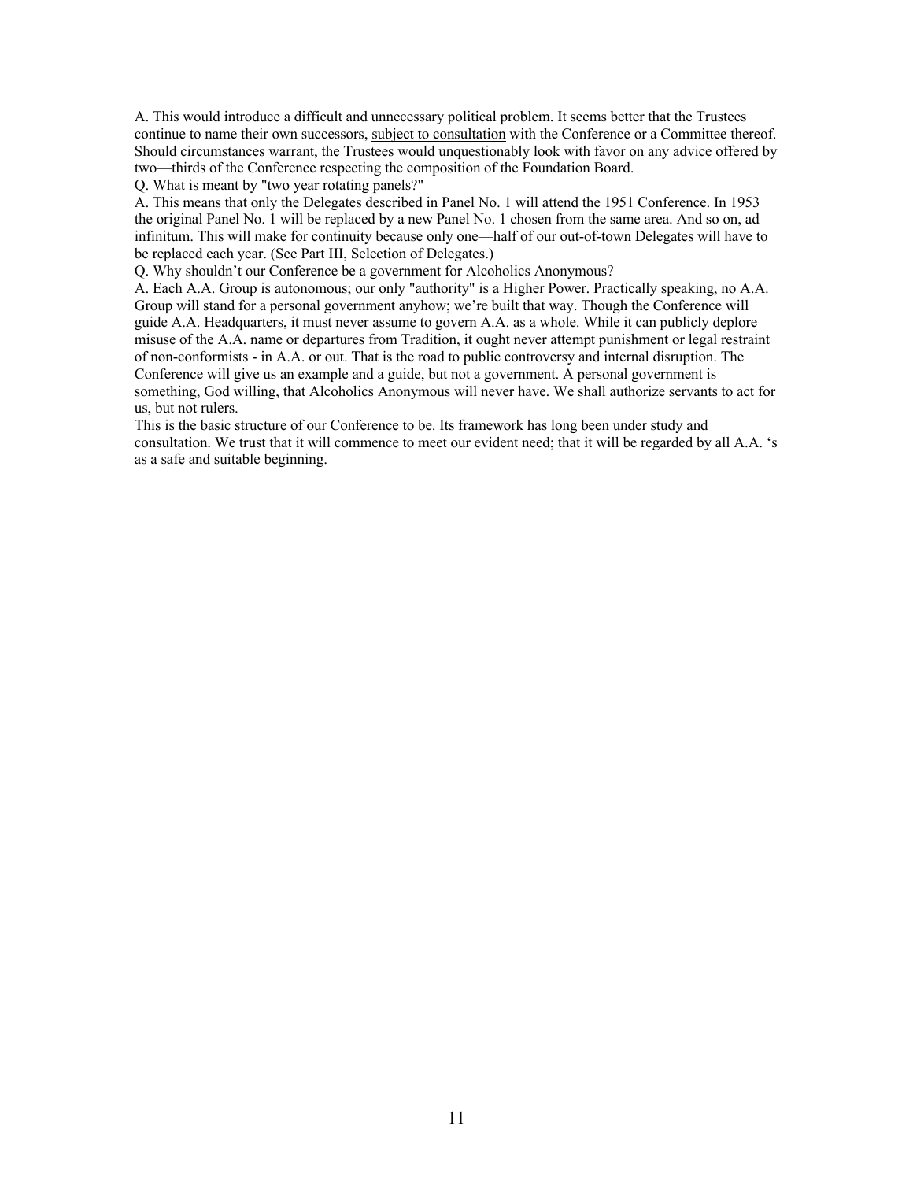A. This would introduce a difficult and unnecessary political problem. It seems better that the Trustees continue to name their own successors, <u>subject to consultation</u> with the Conference or a Committee thereof. Should circumstances warrant, the Trustees would unquestionably look with favor on any advice offered by two—thirds of the Conference respecting the composition of the Foundation Board.

Q. What is meant by "two year rotating panels?"

A. This means that only the Delegates described in Panel No. 1 will attend the 1951 Conference. In 1953 the original Panel No. 1 will be replaced by a new Panel No. 1 chosen from the same area. And so on, ad infinitum. This will make for continuity because only one—half of our out-of-town Delegates will have to be replaced each year. (See Part III, Selection of Delegates.)

Q. Why shouldn't our Conference be a government for Alcoholics Anonymous?

A. Each A.A. Group is autonomous; our only "authority" is a Higher Power. Practically speaking, no A.A. Group will stand for a personal government anyhow; we're built that way. Though the Conference will guide A.A. Headquarters, it must never assume to govern A.A. as a whole. While it can publicly deplore misuse of the A.A. name or departures from Tradition, it ought never attempt punishment or legal restraint of non-conformists - in A.A. or out. That is the road to public controversy and internal disruption. The Conference will give us an example and a guide, but not a government. A personal government is something, God willing, that Alcoholics Anonymous will never have. We shall authorize servants to act for us, but not rulers.

This is the basic structure of our Conference to be. Its framework has long been under study and consultation. We trust that it will commence to meet our evident need; that it will be regarded by all A.A. 's as a safe and suitable beginning.